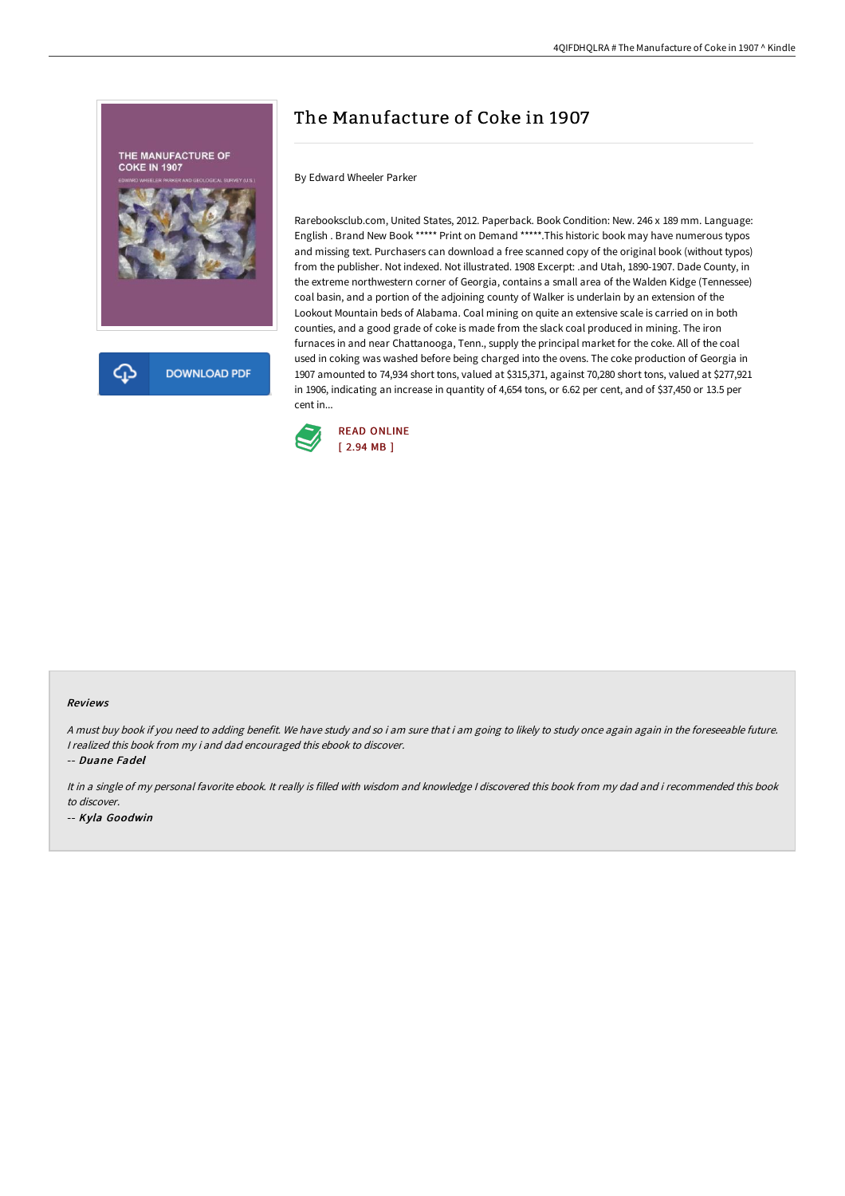# The Manufacture of Coke in 1907

By Edward Wheeler Parker

Rarebooksclub.com, United States, 2012. Paperback. Book Condition: New. 246 x 189 mm. Language: English . Brand New Book ***** Print on Demand *****.This historic book may have numerous typos and missing text. Purchasers can download a free scanned copy of the original book (without typos) from the publisher. Not indexed. Not illustrated. 1908 Excerpt: .and Utah, 1890-1907. Dade County, in the extreme northwestern corner of Georgia, contains a small area of the Walden Kidge (Tennessee) coal basin, and a portion of the adjoining county of Walker is underlain by an extension of the Lookout Mountain beds of Alabama. Coal mining on quite an extensive scale is carried on in both counties, and a good grade of coke is made from the slack coal produced in mining. The iron furnaces in and near Chattanooga, Tenn., supply the principal market for the coke. All of the coal used in coking was washed before being charged into the ovens. The coke production of Georgia in 1907 amounted to 74,934 short tons, valued at $315,371, against 70,280 short tons, valued at $277,921 in 1906, indicating an increase in quantity of 4,654 tons, or 6.62 per cent, and of $37,450 or 13.5 per cent in...

READ ONLINE
[ 2.94 MB ]

DOWNLOAD PDF

#### Reviews

*A must buy book if you need to adding benefit. We have study and so i am sure that i am going to likely to study once again again in the foreseeable future. I realized this book from my i and dad encouraged this ebook to discover.*

-- *Duane Fadel*

*It in a single of my personal favorite ebook. It really is filled with wisdom and knowledge I discovered this book from my dad and i recommended this book to discover.*

-- *Kyla Goodwin*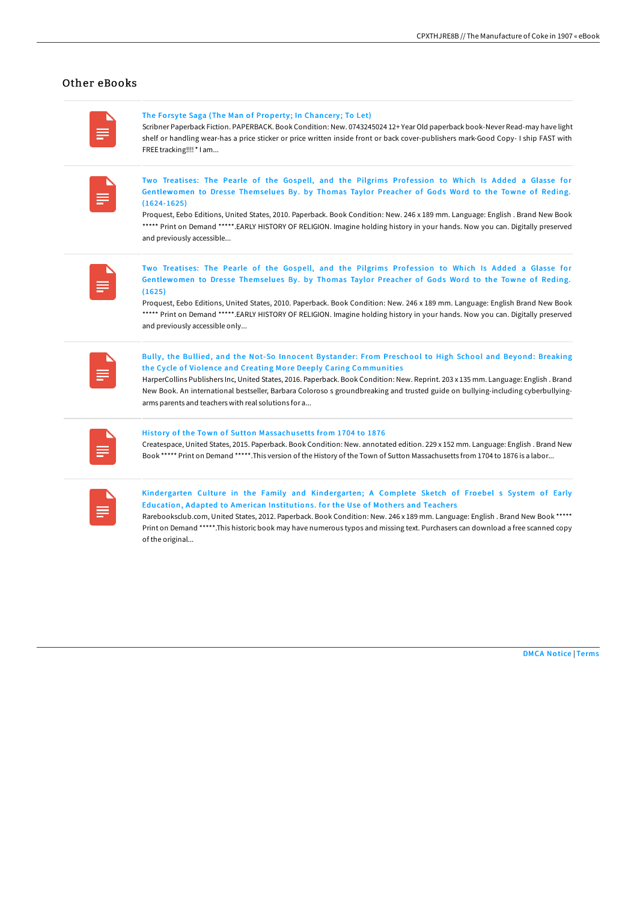## Other eBooks

### The Forsyte Saga (The Man of Property; In Chancery; To Let)

Scribner Paperback Fiction. PAPERBACK. Book Condition: New. 0743245024 12+ Year Old paperback book-Never Read-may have light shelf or handling wear-has a price sticker or price written inside front or back cover-publishers mark-Good Copy- I ship FAST with FREE tracking!!!! * I am...

### Two Treatises: The Pearle of the Gospell, and the Pilgrims Profession to Which Is Added a Glasse for Gentlewomen to Dresse Themselues By. by Thomas Taylor Preacher of Gods Word to the Towne of Reding. (1624-1625)

Proquest, Eebo Editions, United States, 2010. Paperback. Book Condition: New. 246 x 189 mm. Language: English . Brand New Book ***** Print on Demand *****.EARLY HISTORY OF RELIGION. Imagine holding history in your hands. Now you can. Digitally preserved and previously accessible...

### Two Treatises: The Pearle of the Gospell, and the Pilgrims Profession to Which Is Added a Glasse for Gentlewomen to Dresse Themselues By. by Thomas Taylor Preacher of Gods Word to the Towne of Reding. (1625)

Proquest, Eebo Editions, United States, 2010. Paperback. Book Condition: New. 246 x 189 mm. Language: English Brand New Book ***** Print on Demand *****.EARLY HISTORY OF RELIGION. Imagine holding history in your hands. Now you can. Digitally preserved and previously accessible only...

### Bully, the Bullied, and the Not-So Innocent Bystander: From Preschool to High School and Beyond: Breaking the Cycle of Violence and Creating More Deeply Caring Communities

HarperCollins Publishers Inc, United States, 2016. Paperback. Book Condition: New. Reprint. 203 x 135 mm. Language: English . Brand New Book. An international bestseller, Barbara Coloroso s groundbreaking and trusted guide on bullying-including cyberbullying-arms parents and teachers with real solutions for a...

### History of the Town of Sutton Massachusetts from 1704 to 1876

Createspace, United States, 2015. Paperback. Book Condition: New. annotated edition. 229 x 152 mm. Language: English . Brand New Book ***** Print on Demand *****.This version of the History of the Town of Sutton Massachusetts from 1704 to 1876 is a labor...

### Kindergarten Culture in the Family and Kindergarten; A Complete Sketch of Froebel s System of Early Education, Adapted to American Institutions. for the Use of Mothers and Teachers

Rarebooksclub.com, United States, 2012. Paperback. Book Condition: New. 246 x 189 mm. Language: English . Brand New Book ***** Print on Demand *****.This historic book may have numerous typos and missing text. Purchasers can download a free scanned copy of the original...

DMCA Notice | Terms